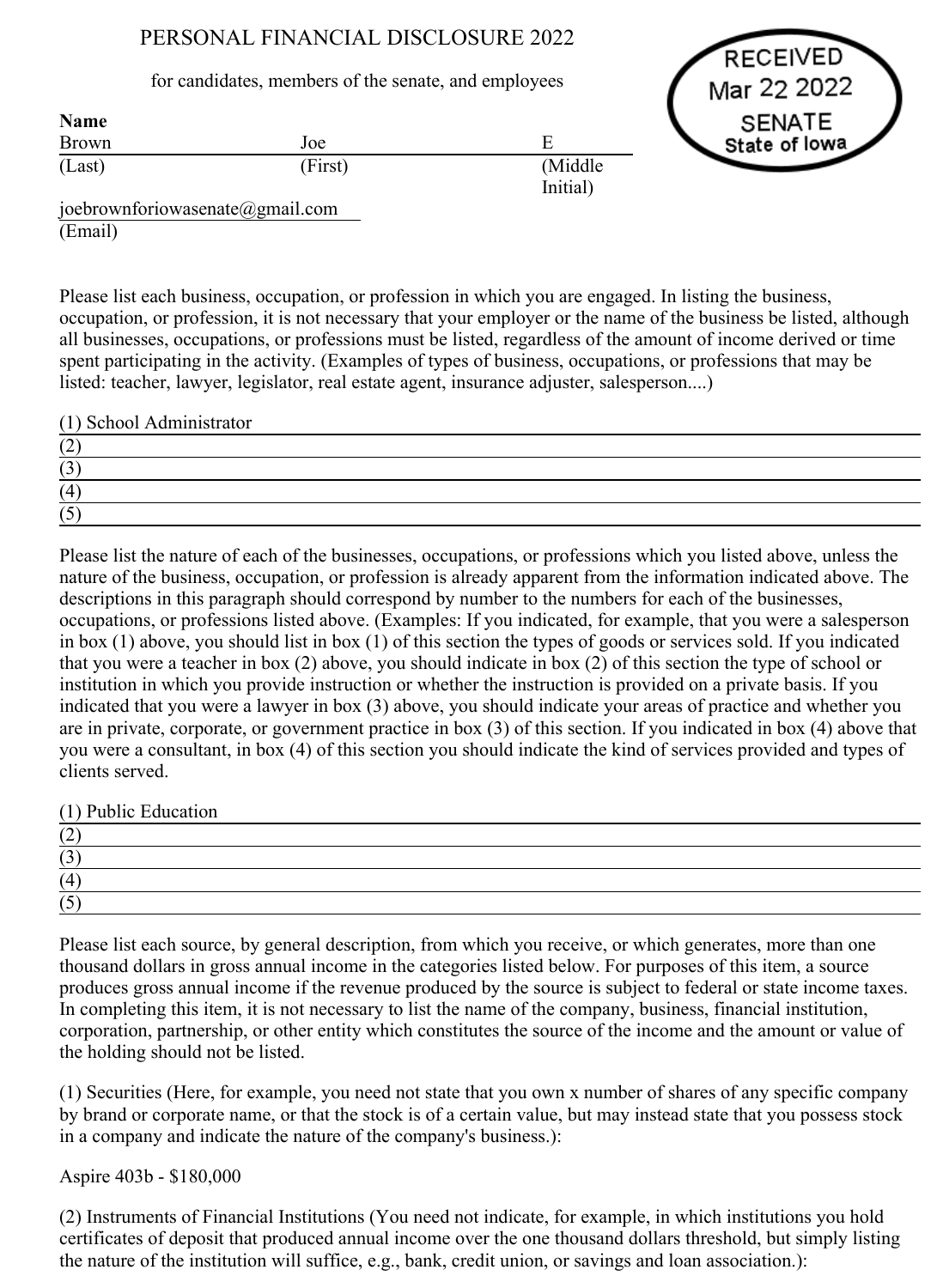# PERSONAL FINANCIAL DISCLOSURE 2022

for candidates, members of the senate, and employees

RECEIVED
Mar 22 2022
SENATE
State of Iowa

**Name**

| Brown | Joe | E |
|---|---|---|
| (Last) | (First) | (Middle Initial) |

joebrownforiowasenate@gmail.com
(Email)

Please list each business, occupation, or profession in which you are engaged. In listing the business, occupation, or profession, it is not necessary that your employer or the name of the business be listed, although all businesses, occupations, or professions must be listed, regardless of the amount of income derived or time spent participating in the activity. (Examples of types of business, occupations, or professions that may be listed: teacher, lawyer, legislator, real estate agent, insurance adjuster, salesperson....)

(1) School Administrator
(2)
(3)
(4)
(5)

Please list the nature of each of the businesses, occupations, or professions which you listed above, unless the nature of the business, occupation, or profession is already apparent from the information indicated above. The descriptions in this paragraph should correspond by number to the numbers for each of the businesses, occupations, or professions listed above. (Examples: If you indicated, for example, that you were a salesperson in box (1) above, you should list in box (1) of this section the types of goods or services sold. If you indicated that you were a teacher in box (2) above, you should indicate in box (2) of this section the type of school or institution in which you provide instruction or whether the instruction is provided on a private basis. If you indicated that you were a lawyer in box (3) above, you should indicate your areas of practice and whether you are in private, corporate, or government practice in box (3) of this section. If you indicated in box (4) above that you were a consultant, in box (4) of this section you should indicate the kind of services provided and types of clients served.

(1) Public Education
(2)
(3)
(4)
(5)

Please list each source, by general description, from which you receive, or which generates, more than one thousand dollars in gross annual income in the categories listed below. For purposes of this item, a source produces gross annual income if the revenue produced by the source is subject to federal or state income taxes. In completing this item, it is not necessary to list the name of the company, business, financial institution, corporation, partnership, or other entity which constitutes the source of the income and the amount or value of the holding should not be listed.

(1) Securities (Here, for example, you need not state that you own x number of shares of any specific company by brand or corporate name, or that the stock is of a certain value, but may instead state that you possess stock in a company and indicate the nature of the company's business.):

Aspire 403b - $180,000

(2) Instruments of Financial Institutions (You need not indicate, for example, in which institutions you hold certificates of deposit that produced annual income over the one thousand dollars threshold, but simply listing the nature of the institution will suffice, e.g., bank, credit union, or savings and loan association.):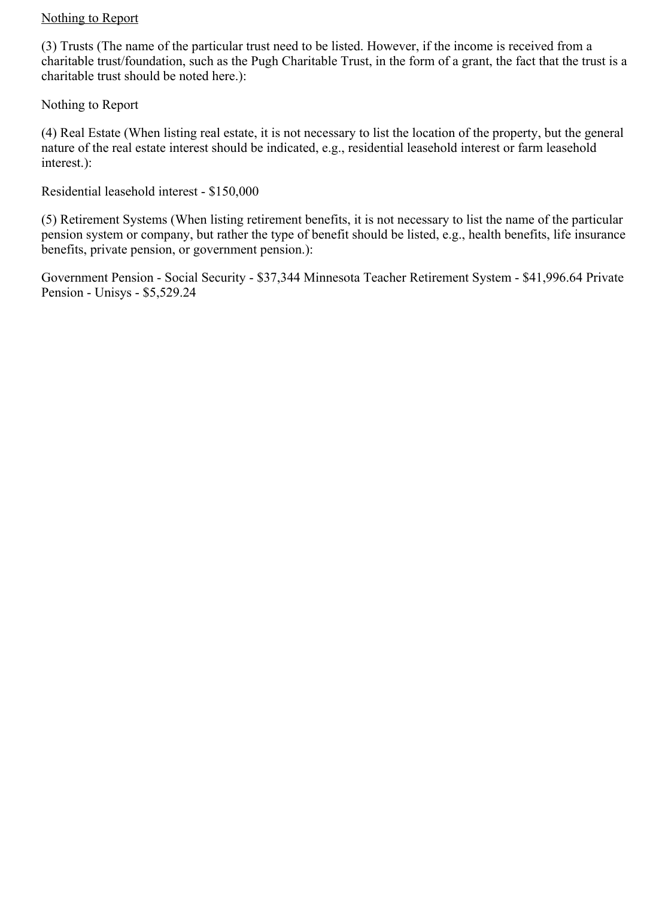Nothing to Report

(3) Trusts (The name of the particular trust need to be listed. However, if the income is received from a charitable trust/foundation, such as the Pugh Charitable Trust, in the form of a grant, the fact that the trust is a charitable trust should be noted here.):

Nothing to Report

(4) Real Estate (When listing real estate, it is not necessary to list the location of the property, but the general nature of the real estate interest should be indicated, e.g., residential leasehold interest or farm leasehold interest.):

Residential leasehold interest - $150,000

(5) Retirement Systems (When listing retirement benefits, it is not necessary to list the name of the particular pension system or company, but rather the type of benefit should be listed, e.g., health benefits, life insurance benefits, private pension, or government pension.):

Government Pension - Social Security - $37,344 Minnesota Teacher Retirement System - $41,996.64 Private Pension - Unisys - $5,529.24